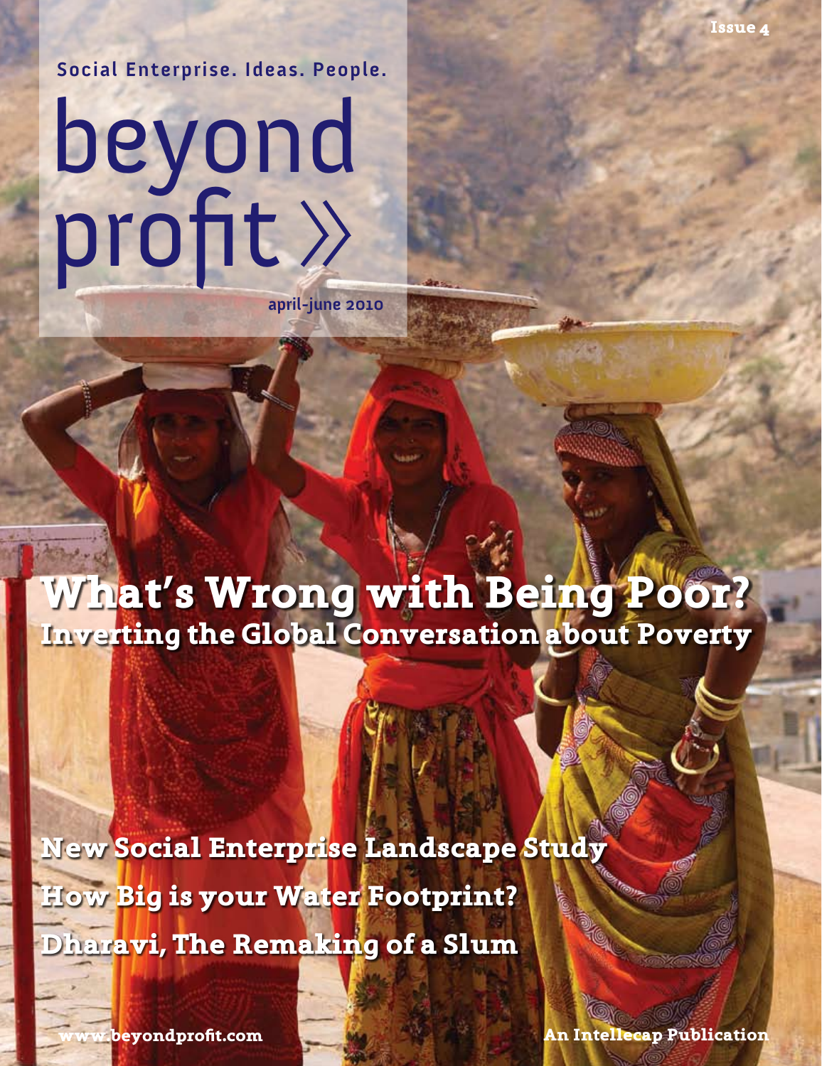Issue 4

Social Enterprise. Ideas. People.

# beyond profit »

april-june 2010

## What's Wrong with Being Poor?

### Inverting the Global Conversation about Poverty

**New Social Enterprise Landscape Study**

**How Big is your Water Footprint?**

**Dharavi, The Remaking of a Slum**

www.beyondprofit.com

An Intellecap Publication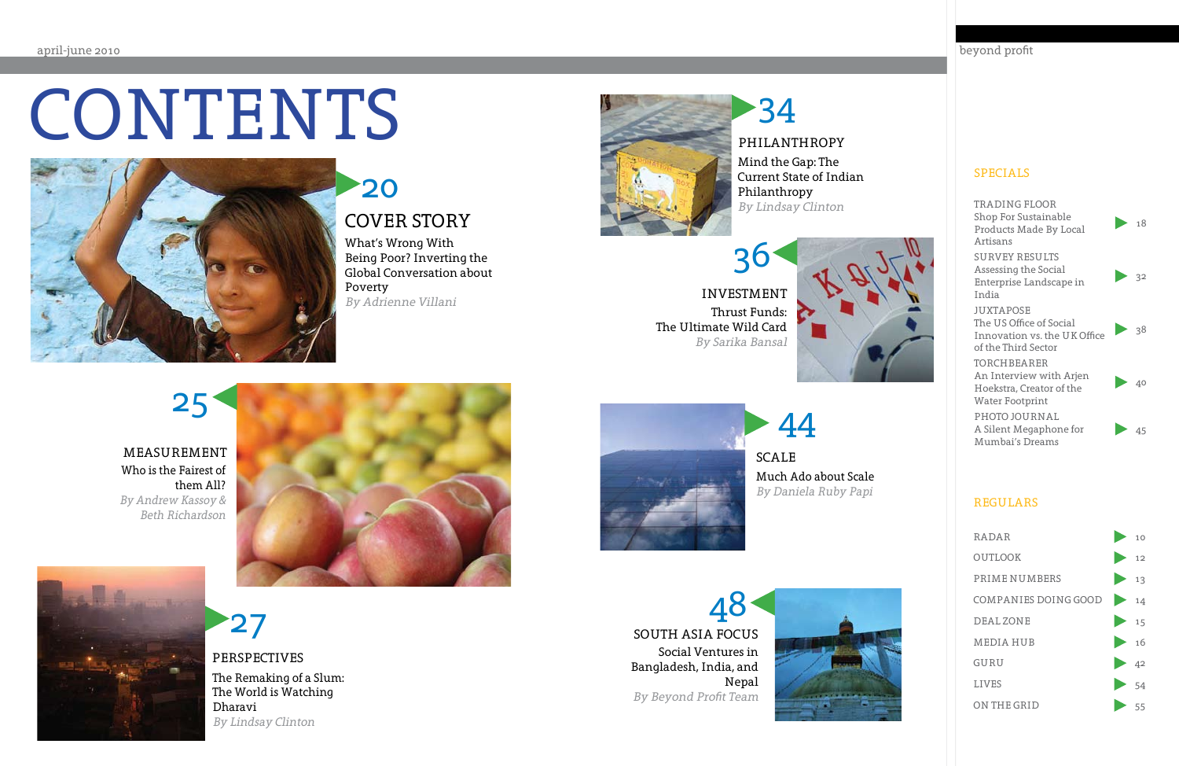# CONTENTS

## 20 COVER STORY

What's Wrong With Being Poor? Inverting the Global Conversation about Poverty

*By Adrienne Villani*

## 25 MEASUREMENT

Who is the Fairest of them All?

*By Andrew Kassoy & Beth Richardson*

## 27 PERSPECTIVES

The Remaking of a Slum: The World is Watching Dharavi

*By Lindsay Clinton*

## 34 PHILANTHROPY

Mind the Gap: The Current State of Indian Philanthropy

*By Lindsay Clinton*

## 36 INVESTMENT

Thrust Funds: The Ultimate Wild Card

*By Sarika Bansal*

## 44 SCALE

Much Ado about Scale

*By Daniela Ruby Papi*

## 48 SOUTH ASIA FOCUS

Social Ventures in Bangladesh, India, and Nepal

*By Beyond Profit Team*

## SPECIALS

| Section | Page |
|---|---|
| TRADING FLOOR — Shop For Sustainable Products Made By Local Artisans | 18 |
| SURVEY RESULTS — Assessing the Social Enterprise Landscape in India | 32 |
| JUXTAPOSE — The US Office of Social Innovation vs. the UK Office of the Third Sector | 38 |
| TORCHBEARER — An Interview with Arjen Hoekstra, Creator of the Water Footprint | 40 |
| PHOTO JOURNAL — A Silent Megaphone for Mumbai's Dreams | 45 |

## REGULARS

| Section | Page |
|---|---|
| RADAR | 10 |
| OUTLOOK | 12 |
| PRIME NUMBERS | 13 |
| COMPANIES DOING GOOD | 14 |
| DEAL ZONE | 15 |
| MEDIA HUB | 16 |
| GURU | 42 |
| LIVES | 54 |
| ON THE GRID | 55 |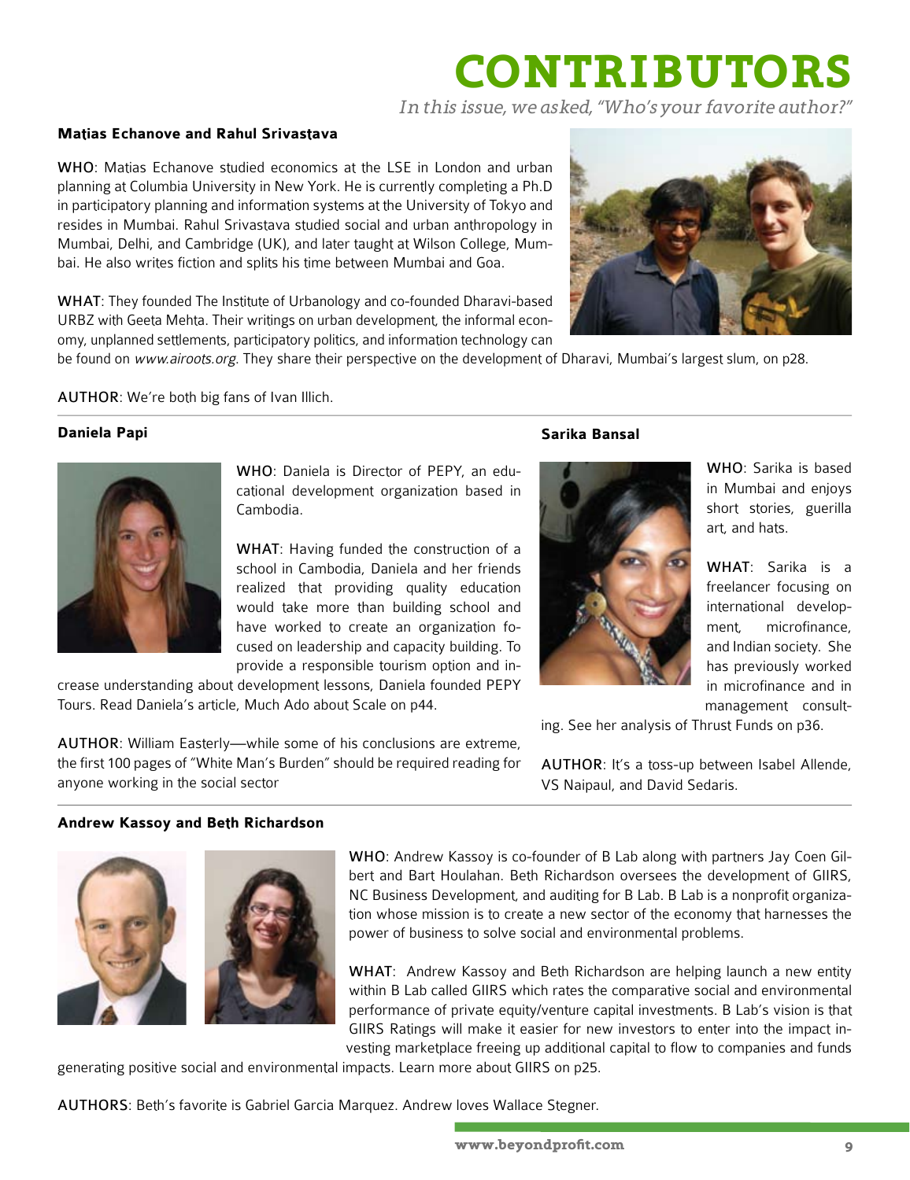# CONTRIBUTORS

*In this issue, we asked, "Who's your favorite author?"*

**Matias Echanove and Rahul Srivastava**

**WHO**: Matias Echanove studied economics at the LSE in London and urban planning at Columbia University in New York. He is currently completing a Ph.D in participatory planning and information systems at the University of Tokyo and resides in Mumbai. Rahul Srivastava studied social and urban anthropology in Mumbai, Delhi, and Cambridge (UK), and later taught at Wilson College, Mumbai. He also writes fiction and splits his time between Mumbai and Goa.

**WHAT**: They founded The Institute of Urbanology and co-founded Dharavi-based URBZ with Geeta Mehta. Their writings on urban development, the informal economy, unplanned settlements, participatory politics, and information technology can be found on *www.airoots.org*. They share their perspective on the development of Dharavi, Mumbai's largest slum, on p28.

**AUTHOR**: We're both big fans of Ivan Illich.

**Daniela Papi**

**WHO**: Daniela is Director of PEPY, an educational development organization based in Cambodia.

**WHAT**: Having funded the construction of a school in Cambodia, Daniela and her friends realized that providing quality education would take more than building school and have worked to create an organization focused on leadership and capacity building. To provide a responsible tourism option and increase understanding about development lessons, Daniela founded PEPY Tours. Read Daniela's article, Much Ado about Scale on p44.

**AUTHOR**: William Easterly—while some of his conclusions are extreme, the first 100 pages of "White Man's Burden" should be required reading for anyone working in the social sector

**Sarika Bansal**

**WHO**: Sarika is based in Mumbai and enjoys short stories, guerilla art, and hats.

**WHAT**: Sarika is a freelancer focusing on international development, microfinance, and Indian society. She has previously worked in microfinance and in management consulting. See her analysis of Thrust Funds on p36.

**AUTHOR**: It's a toss-up between Isabel Allende, VS Naipaul, and David Sedaris.

**Andrew Kassoy and Beth Richardson**

**WHO**: Andrew Kassoy is co-founder of B Lab along with partners Jay Coen Gilbert and Bart Houlahan. Beth Richardson oversees the development of GIIRS, NC Business Development, and auditing for B Lab. B Lab is a nonprofit organization whose mission is to create a new sector of the economy that harnesses the power of business to solve social and environmental problems.

**WHAT**: Andrew Kassoy and Beth Richardson are helping launch a new entity within B Lab called GIIRS which rates the comparative social and environmental performance of private equity/venture capital investments. B Lab's vision is that GIIRS Ratings will make it easier for new investors to enter into the impact investing marketplace freeing up additional capital to flow to companies and funds generating positive social and environmental impacts. Learn more about GIIRS on p25.

**AUTHORS**: Beth's favorite is Gabriel Garcia Marquez. Andrew loves Wallace Stegner.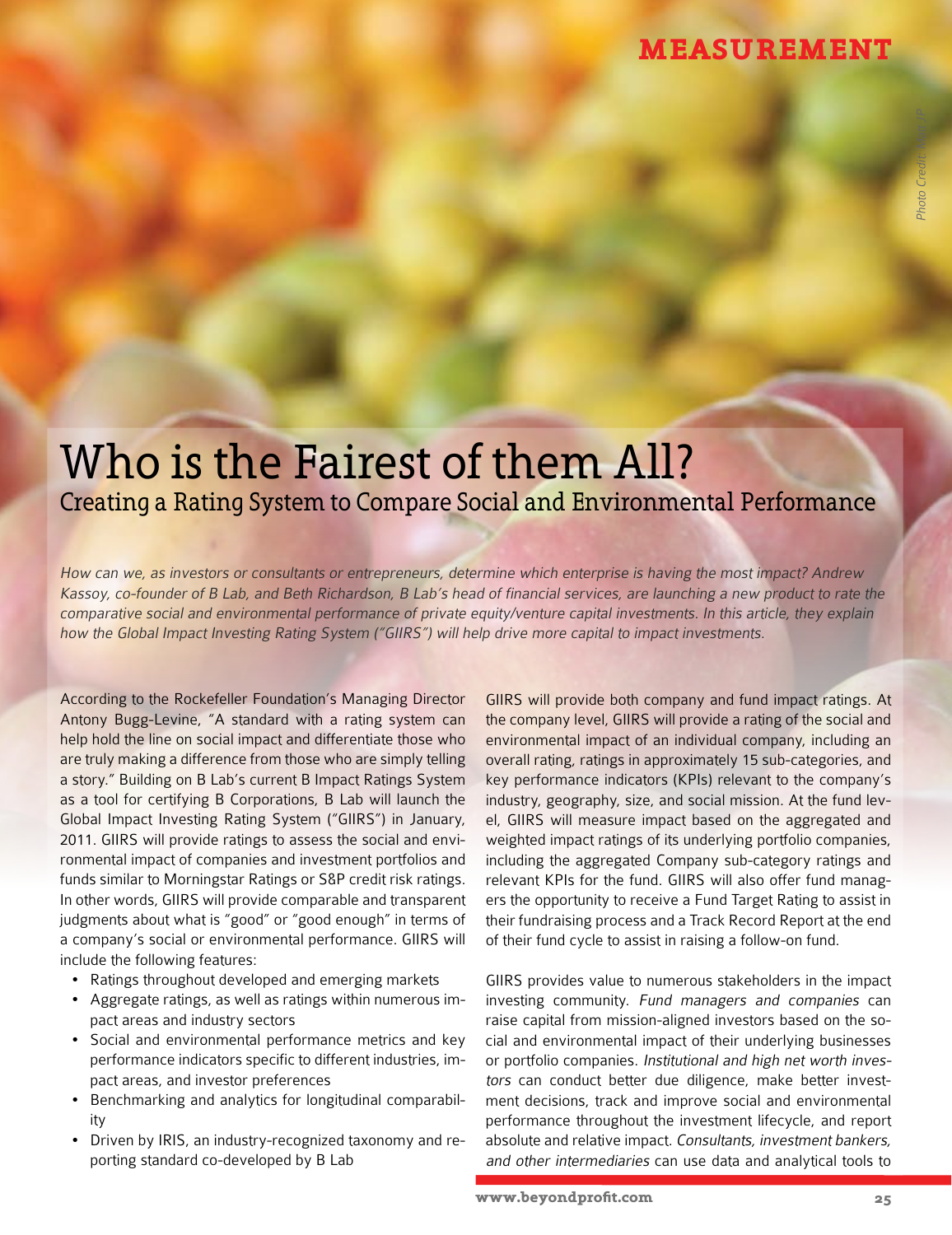MEASUREMENT

# Who is the Fairest of them All?

## Creating a Rating System to Compare Social and Environmental Performance

*How can we, as investors or consultants or entrepreneurs, determine which enterprise is having the most impact? Andrew Kassoy, co-founder of B Lab, and Beth Richardson, B Lab's head of financial services, are launching a new product to rate the comparative social and environmental performance of private equity/venture capital investments. In this article, they explain how the Global Impact Investing Rating System ("GIIRS") will help drive more capital to impact investments.*

According to the Rockefeller Foundation's Managing Director Antony Bugg-Levine, "A standard with a rating system can help hold the line on social impact and differentiate those who are truly making a difference from those who are simply telling a story." Building on B Lab's current B Impact Ratings System as a tool for certifying B Corporations, B Lab will launch the Global Impact Investing Rating System ("GIIRS") in January, 2011. GIIRS will provide ratings to assess the social and environmental impact of companies and investment portfolios and funds similar to Morningstar Ratings or S&P credit risk ratings. In other words, GIIRS will provide comparable and transparent judgments about what is "good" or "good enough" in terms of a company's social or environmental performance. GIIRS will include the following features:

- Ratings throughout developed and emerging markets
- Aggregate ratings, as well as ratings within numerous impact areas and industry sectors
- Social and environmental performance metrics and key performance indicators specific to different industries, impact areas, and investor preferences
- Benchmarking and analytics for longitudinal comparability
- Driven by IRIS, an industry-recognized taxonomy and reporting standard co-developed by B Lab

GIIRS will provide both company and fund impact ratings. At the company level, GIIRS will provide a rating of the social and environmental impact of an individual company, including an overall rating, ratings in approximately 15 sub-categories, and key performance indicators (KPIs) relevant to the company's industry, geography, size, and social mission. At the fund level, GIIRS will measure impact based on the aggregated and weighted impact ratings of its underlying portfolio companies, including the aggregated Company sub-category ratings and relevant KPIs for the fund. GIIRS will also offer fund managers the opportunity to receive a Fund Target Rating to assist in their fundraising process and a Track Record Report at the end of their fund cycle to assist in raising a follow-on fund.

GIIRS provides value to numerous stakeholders in the impact investing community. *Fund managers and companies* can raise capital from mission-aligned investors based on the social and environmental impact of their underlying businesses or portfolio companies. *Institutional and high net worth investors* can conduct better due diligence, make better investment decisions, track and improve social and environmental performance throughout the investment lifecycle, and report absolute and relative impact. *Consultants, investment bankers, and other intermediaries* can use data and analytical tools to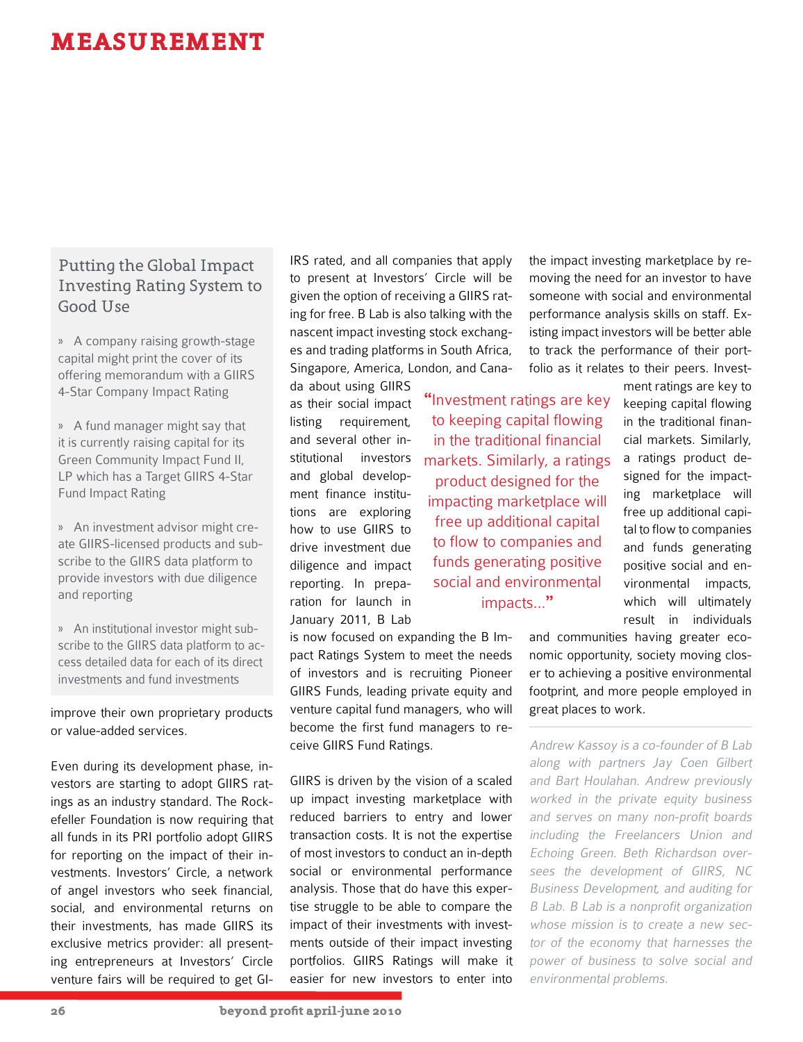# MEASUREMENT

## Putting the Global Impact Investing Rating System to Good Use

- A company raising growth-stage capital might print the cover of its offering memorandum with a GIIRS 4-Star Company Impact Rating
- A fund manager might say that it is currently raising capital for its Green Community Impact Fund II, LP which has a Target GIIRS 4-Star Fund Impact Rating
- An investment advisor might create GIIRS-licensed products and subscribe to the GIIRS data platform to provide investors with due diligence and reporting
- An institutional investor might subscribe to the GIIRS data platform to access detailed data for each of its direct investments and fund investments

improve their own proprietary products or value-added services.

Even during its development phase, investors are starting to adopt GIIRS ratings as an industry standard. The Rockefeller Foundation is now requiring that all funds in its PRI portfolio adopt GIIRS for reporting on the impact of their investments. Investors' Circle, a network of angel investors who seek financial, social, and environmental returns on their investments, has made GIIRS its exclusive metrics provider: all presenting entrepreneurs at Investors' Circle venture fairs will be required to get GIIRS rated, and all companies that apply to present at Investors' Circle will be given the option of receiving a GIIRS rating for free. B Lab is also talking with the nascent impact investing stock exchanges and trading platforms in South Africa, Singapore, America, London, and Canada about using GIIRS as their social impact listing requirement, and several other institutional investors and global development finance institutions are exploring how to use GIIRS to drive investment due diligence and impact reporting. In preparation for launch in January 2011, B Lab is now focused on expanding the B Impact Ratings System to meet the needs of investors and is recruiting Pioneer GIIRS Funds, leading private equity and venture capital fund managers, who will become the first fund managers to receive GIIRS Fund Ratings.

GIIRS is driven by the vision of a scaled up impact investing marketplace with reduced barriers to entry and lower transaction costs. It is not the expertise of most investors to conduct an in-depth social or environmental performance analysis. Those that do have this expertise struggle to be able to compare the impact of their investments with investments outside of their impact investing portfolios. GIIRS Ratings will make it easier for new investors to enter into the impact investing marketplace by removing the need for an investor to have someone with social and environmental performance analysis skills on staff. Existing impact investors will be better able to track the performance of their portfolio as it relates to their peers. Investment ratings are key to keeping capital flowing in the traditional financial markets. Similarly, a ratings product designed for the impacting marketplace will free up additional capital to flow to companies and funds generating positive social and environmental impacts, which will ultimately result in individuals and communities having greater economic opportunity, society moving closer to achieving a positive environmental footprint, and more people employed in great places to work.

> "Investment ratings are key to keeping capital flowing in the traditional financial markets. Similarly, a ratings product designed for the impacting marketplace will free up additional capital to flow to companies and funds generating positive social and environmental impacts..."

*Andrew Kassoy is a co-founder of B Lab along with partners Jay Coen Gilbert and Bart Houlahan. Andrew previously worked in the private equity business and serves on many non-profit boards including the Freelancers Union and Echoing Green. Beth Richardson oversees the development of GIIRS, NC Business Development, and auditing for B Lab. B Lab is a nonprofit organization whose mission is to create a new sector of the economy that harnesses the power of business to solve social and environmental problems.*